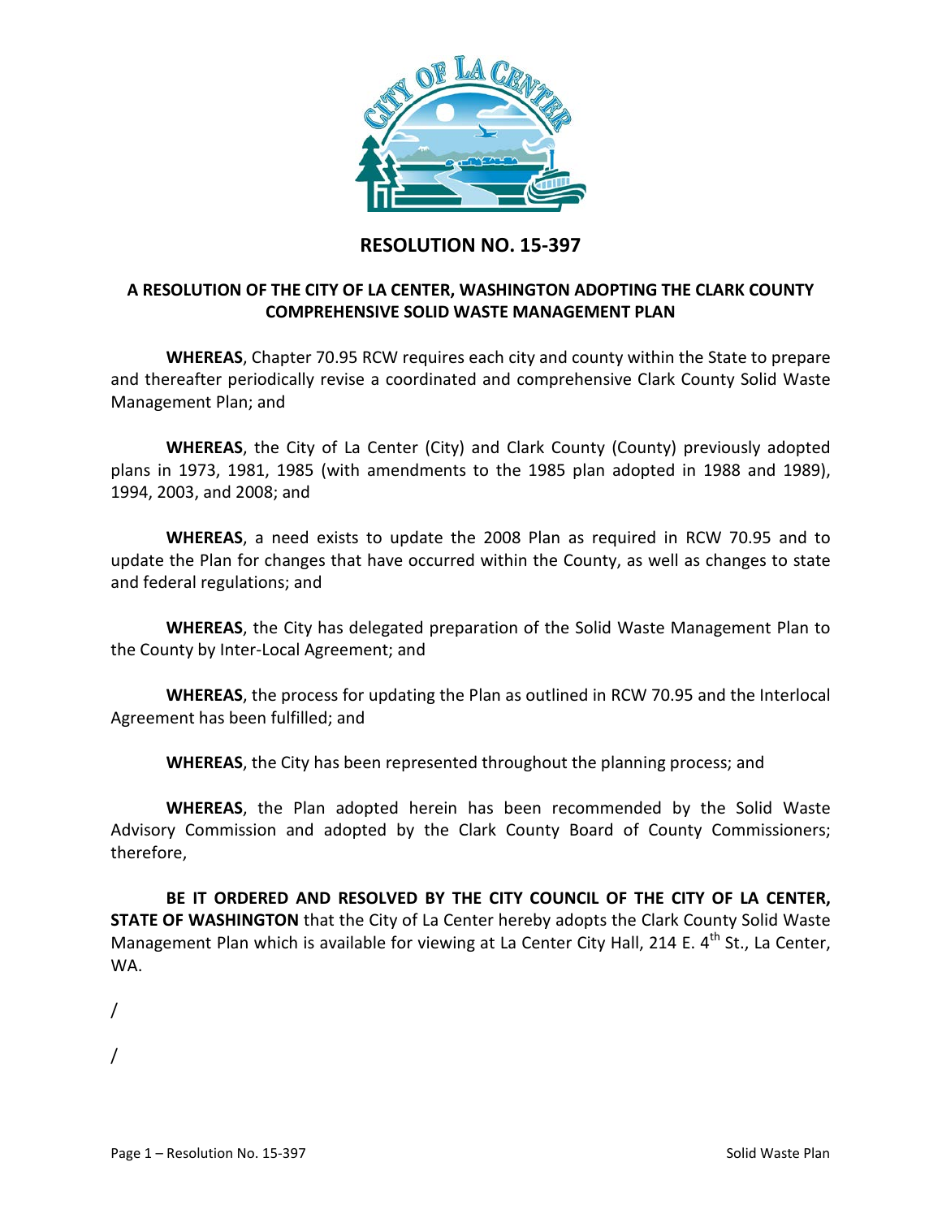# RESOLUTION NO. 15-397

## A RESOLUTION OF THE CITY OF LA CENTER, WASHINGTON ADOPTING THE CLARK COUNTY COMPREHENSIVE SOLID WASTE MANAGEMENT PLAN

**WHEREAS**, Chapter 70.95 RCW requires each city and county within the State to prepare and thereafter periodically revise a coordinated and comprehensive Clark County Solid Waste Management Plan; and

**WHEREAS**, the City of La Center (City) and Clark County (County) previously adopted plans in 1973, 1981, 1985 (with amendments to the 1985 plan adopted in 1988 and 1989), 1994, 2003, and 2008; and

**WHEREAS**, a need exists to update the 2008 Plan as required in RCW 70.95 and to update the Plan for changes that have occurred within the County, as well as changes to state and federal regulations; and

**WHEREAS**, the City has delegated preparation of the Solid Waste Management Plan to the County by Inter-Local Agreement; and

**WHEREAS**, the process for updating the Plan as outlined in RCW 70.95 and the Interlocal Agreement has been fulfilled; and

**WHEREAS**, the City has been represented throughout the planning process; and

**WHEREAS**, the Plan adopted herein has been recommended by the Solid Waste Advisory Commission and adopted by the Clark County Board of County Commissioners; therefore,

**BE IT ORDERED AND RESOLVED BY THE CITY COUNCIL OF THE CITY OF LA CENTER, STATE OF WASHINGTON** that the City of La Center hereby adopts the Clark County Solid Waste Management Plan which is available for viewing at La Center City Hall, 214 E. 4th St., La Center, WA.

/

/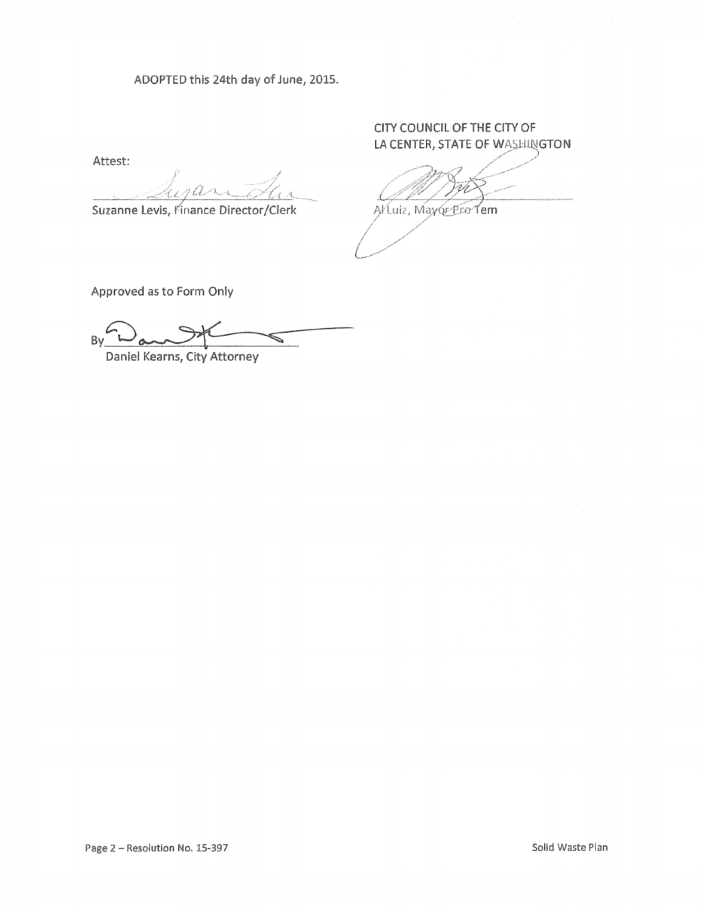ADOPTED this 24th day of June, 2015.

CITY COUNCIL OF THE CITY OF LA CENTER, STATE OF WASHINGTON

Attest:

Suzanne Levis, Finance Director/Clerk

Al Luiz, Mayor Pro Tem

Approved as to Form Only

By

Daniel Kearns, City Attorney